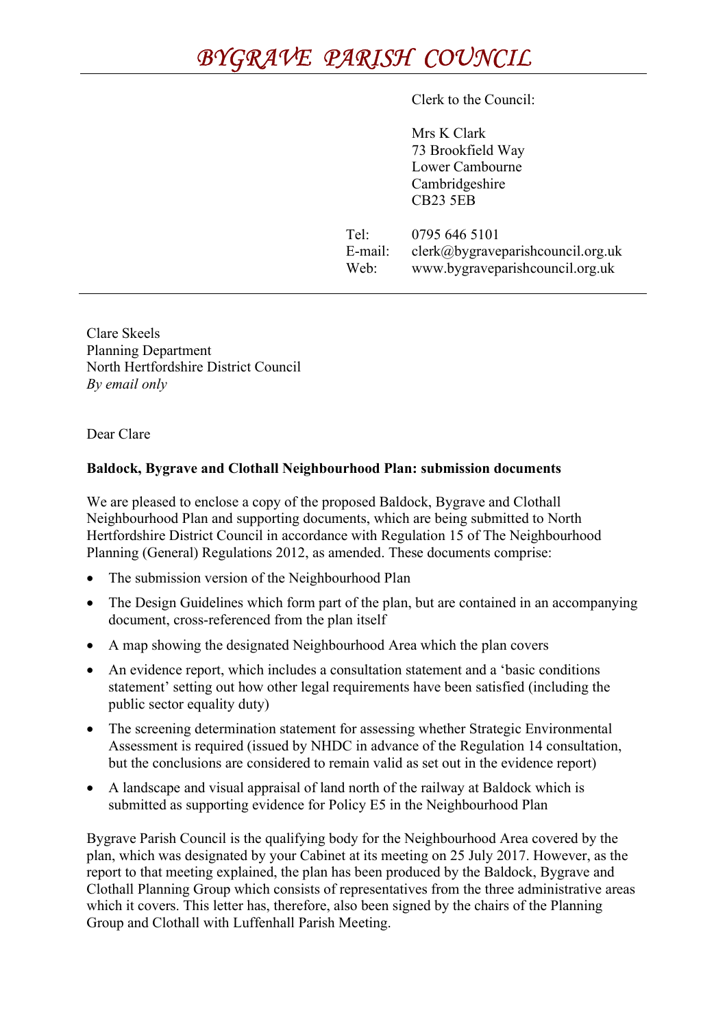# *BYGRAVE PARISH COUNCIL*

Clerk to the Council:

Mrs K Clark
73 Brookfield Way
Lower Cambourne
Cambridgeshire
CB23 5EB

Tel: 0795 646 5101
E-mail: clerk@bygraveparishcouncil.org.uk
Web: www.bygraveparishcouncil.org.uk

---

Clare Skeels
Planning Department
North Hertfordshire District Council
*By email only*

Dear Clare

**Baldock, Bygrave and Clothall Neighbourhood Plan: submission documents**

We are pleased to enclose a copy of the proposed Baldock, Bygrave and Clothall Neighbourhood Plan and supporting documents, which are being submitted to North Hertfordshire District Council in accordance with Regulation 15 of The Neighbourhood Planning (General) Regulations 2012, as amended. These documents comprise:

- The submission version of the Neighbourhood Plan
- The Design Guidelines which form part of the plan, but are contained in an accompanying document, cross-referenced from the plan itself
- A map showing the designated Neighbourhood Area which the plan covers
- An evidence report, which includes a consultation statement and a 'basic conditions statement' setting out how other legal requirements have been satisfied (including the public sector equality duty)
- The screening determination statement for assessing whether Strategic Environmental Assessment is required (issued by NHDC in advance of the Regulation 14 consultation, but the conclusions are considered to remain valid as set out in the evidence report)
- A landscape and visual appraisal of land north of the railway at Baldock which is submitted as supporting evidence for Policy E5 in the Neighbourhood Plan

Bygrave Parish Council is the qualifying body for the Neighbourhood Area covered by the plan, which was designated by your Cabinet at its meeting on 25 July 2017. However, as the report to that meeting explained, the plan has been produced by the Baldock, Bygrave and Clothall Planning Group which consists of representatives from the three administrative areas which it covers. This letter has, therefore, also been signed by the chairs of the Planning Group and Clothall with Luffenhall Parish Meeting.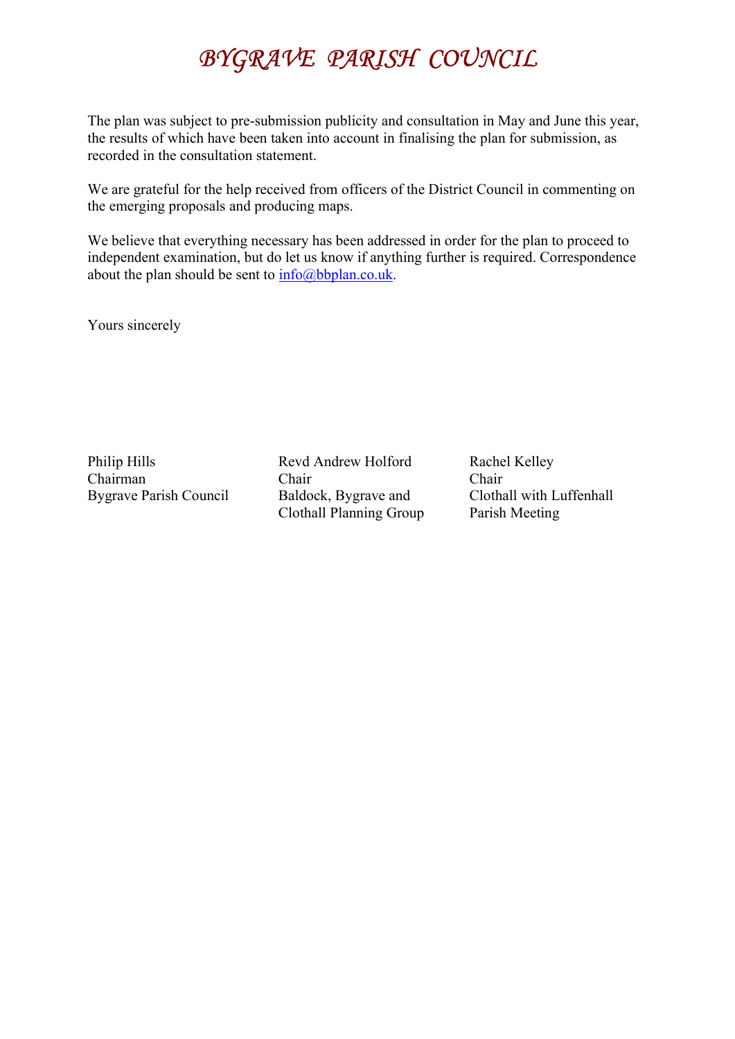# *BYGRAVE PARISH COUNCIL*

The plan was subject to pre-submission publicity and consultation in May and June this year, the results of which have been taken into account in finalising the plan for submission, as recorded in the consultation statement.

We are grateful for the help received from officers of the District Council in commenting on the emerging proposals and producing maps.

We believe that everything necessary has been addressed in order for the plan to proceed to independent examination, but do let us know if anything further is required. Correspondence about the plan should be sent to info@bbplan.co.uk.

Yours sincerely

Philip Hills
Chairman
Bygrave Parish Council

Revd Andrew Holford
Chair
Baldock, Bygrave and Clothall Planning Group

Rachel Kelley
Chair
Clothall with Luffenhall Parish Meeting